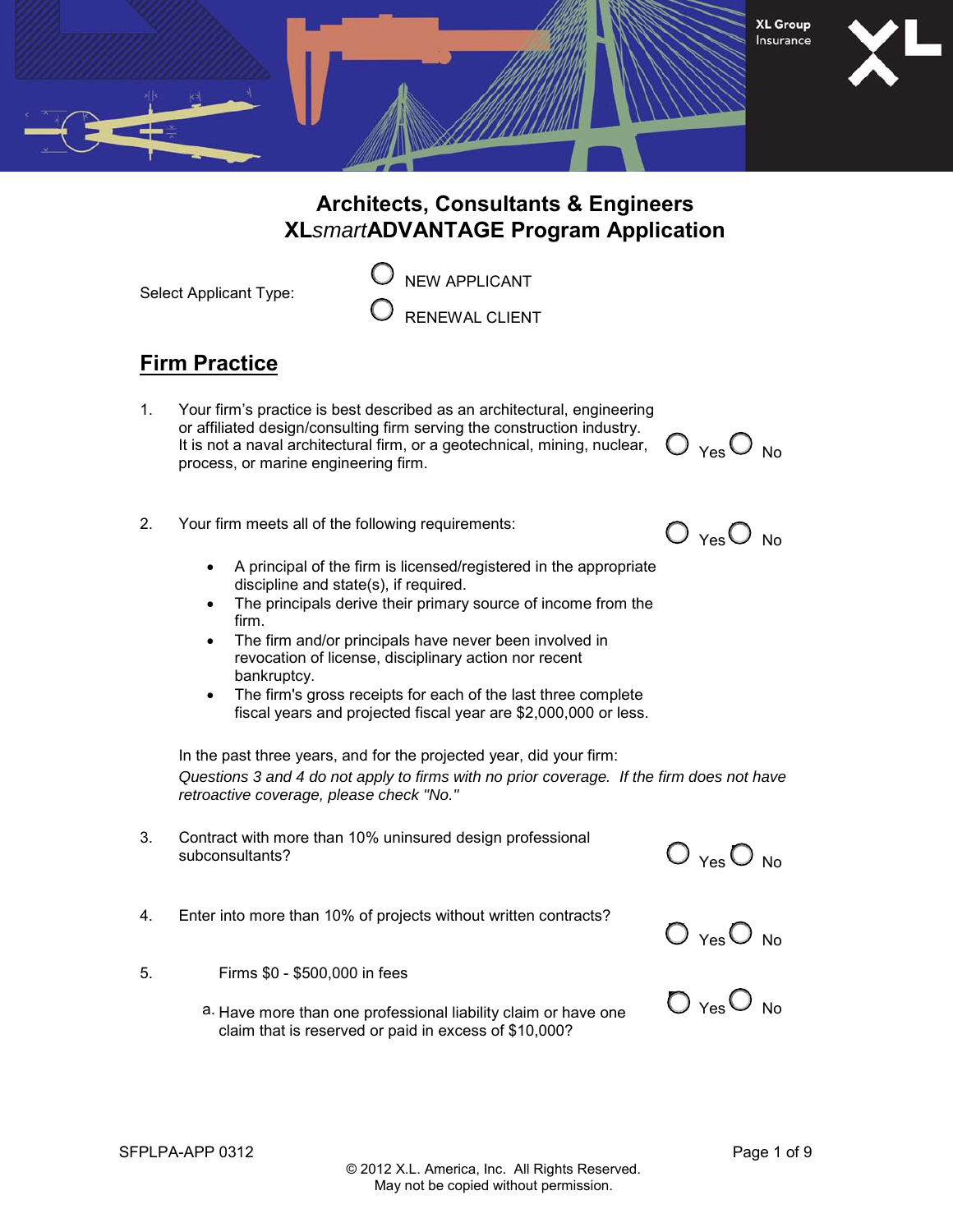# Architects, Consultants & Engineers
# XL*smart*ADVANTAGE Program Application

Select Applicant Type:

- ○ NEW APPLICANT
- ○ RENEWAL CLIENT

## Firm Practice

1. Your firm's practice is best described as an architectural, engineering or affiliated design/consulting firm serving the construction industry. It is not a naval architectural firm, or a geotechnical, mining, nuclear, process, or marine engineering firm. ○ Yes ○ No

2. Your firm meets all of the following requirements: ○ Yes ○ No

   - A principal of the firm is licensed/registered in the appropriate discipline and state(s), if required.
   - The principals derive their primary source of income from the firm.
   - The firm and/or principals have never been involved in revocation of license, disciplinary action nor recent bankruptcy.
   - The firm's gross receipts for each of the last three complete fiscal years and projected fiscal year are $2,000,000 or less.

In the past three years, and for the projected year, did your firm:

*Questions 3 and 4 do not apply to firms with no prior coverage. If the firm does not have retroactive coverage, please check "No."*

3. Contract with more than 10% uninsured design professional subconsultants? ○ Yes ○ No

4. Enter into more than 10% of projects without written contracts? ○ Yes ○ No

5. Firms $0 - $500,000 in fees

   a. Have more than one professional liability claim or have one claim that is reserved or paid in excess of $10,000? ○ Yes ○ No

SFPLPA-APP 0312

© 2012 X.L. America, Inc. All Rights Reserved.
May not be copied without permission.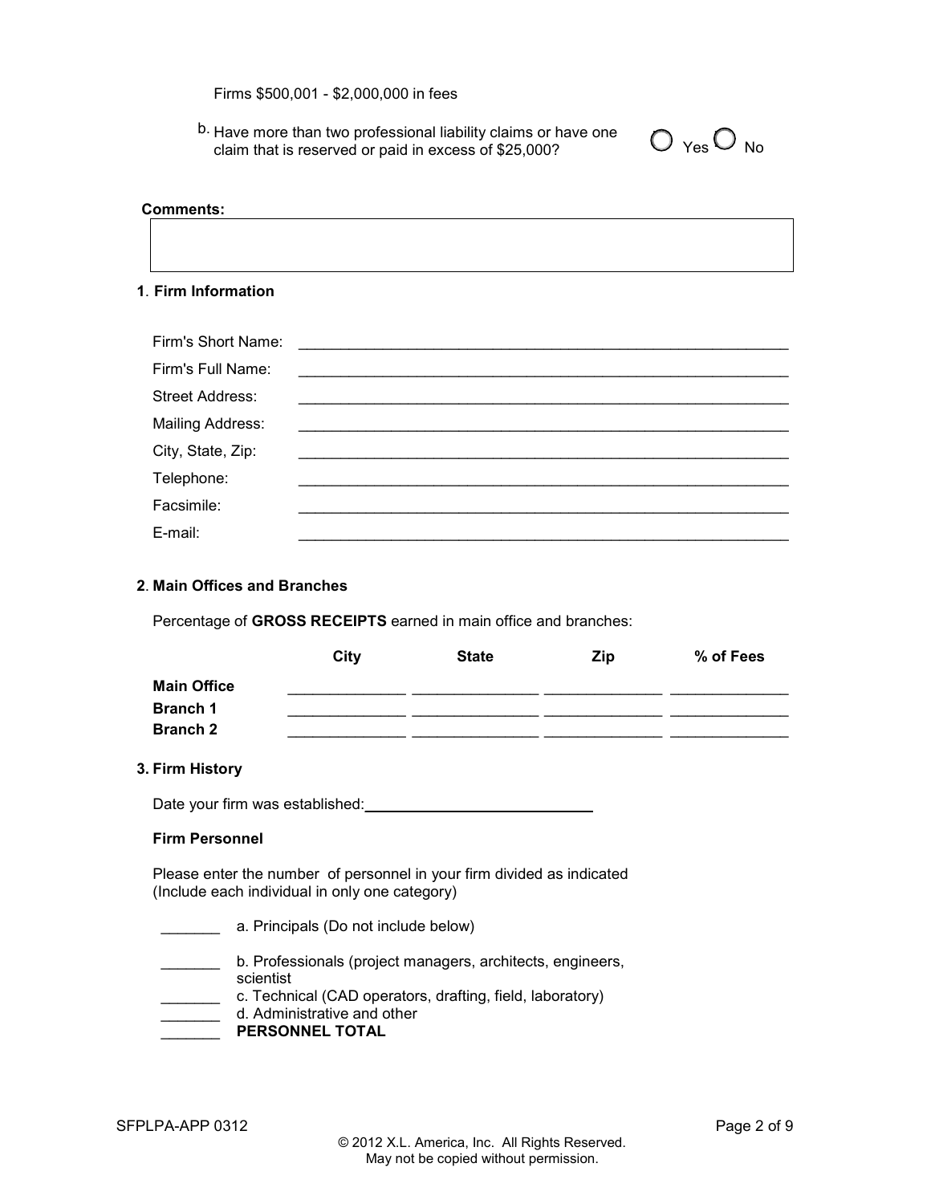Firms $500,001 - $2,000,000 in fees

b. Have more than two professional liability claims or have one claim that is reserved or paid in excess of $25,000? ◯ Yes ◯ No

**Comments:**

| |
|---|
| |

**1. Firm Information**

Firm's Short Name: ____________________________________________

Firm's Full Name: ____________________________________________

Street Address: ____________________________________________

Mailing Address: ____________________________________________

City, State, Zip: ____________________________________________

Telephone: ____________________________________________

Facsimile: ____________________________________________

E-mail: ____________________________________________

**2. Main Offices and Branches**

Percentage of **GROSS RECEIPTS** earned in main office and branches:

| | City | State | Zip | % of Fees |
|---|---|---|---|---|
| **Main Office** | ______________ | ______________ | ______________ | ______________ |
| **Branch 1** | ______________ | ______________ | ______________ | ______________ |
| **Branch 2** | ______________ | ______________ | ______________ | ______________ |

**3. Firm History**

Date your firm was established: ____________________________

**Firm Personnel**

Please enter the number of personnel in your firm divided as indicated (Include each individual in only one category)

_______ a. Principals (Do not include below)

_______ b. Professionals (project managers, architects, engineers, scientist

_______ c. Technical (CAD operators, drafting, field, laboratory)

_______ d. Administrative and other

_______ **PERSONNEL TOTAL**

SFPLPA-APP 0312

© 2012 X.L. America, Inc. All Rights Reserved.
May not be copied without permission.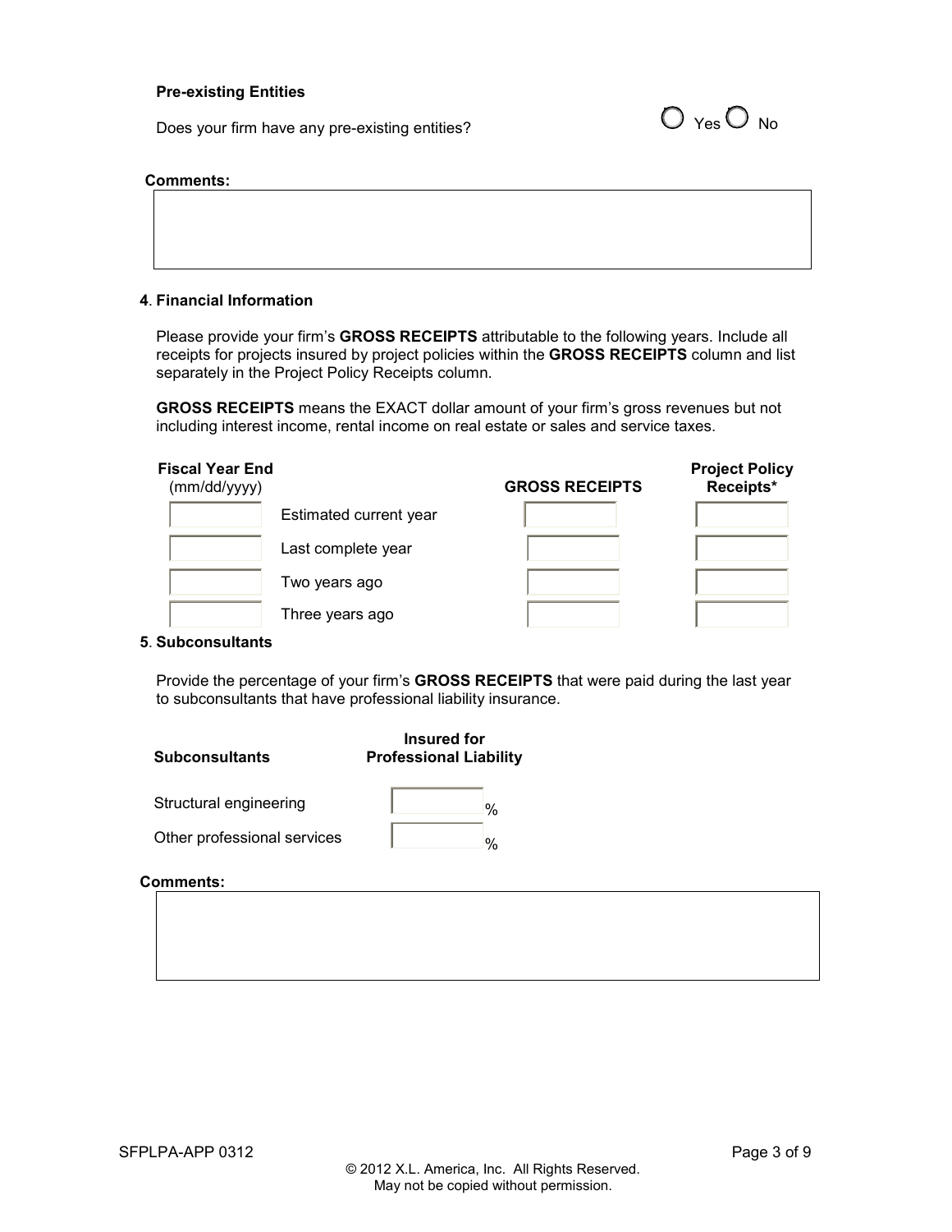**Pre-existing Entities**

Does your firm have any pre-existing entities? ○ Yes ○ No

**Comments:**

| |
|---|
| |

**4. Financial Information**

Please provide your firm's **GROSS RECEIPTS** attributable to the following years. Include all receipts for projects insured by project policies within the **GROSS RECEIPTS** column and list separately in the Project Policy Receipts column.

**GROSS RECEIPTS** means the EXACT dollar amount of your firm's gross revenues but not including interest income, rental income on real estate or sales and service taxes.

| Fiscal Year End (mm/dd/yyyy) | | GROSS RECEIPTS | Project Policy Receipts* |
|---|---|---|---|
| | Estimated current year | | |
| | Last complete year | | |
| | Two years ago | | |
| | Three years ago | | |

**5. Subconsultants**

Provide the percentage of your firm's **GROSS RECEIPTS** that were paid during the last year to subconsultants that have professional liability insurance.

| Subconsultants | Insured for Professional Liability |
|---|---|
| Structural engineering | % |
| Other professional services | % |

**Comments:**

| |
|---|
| |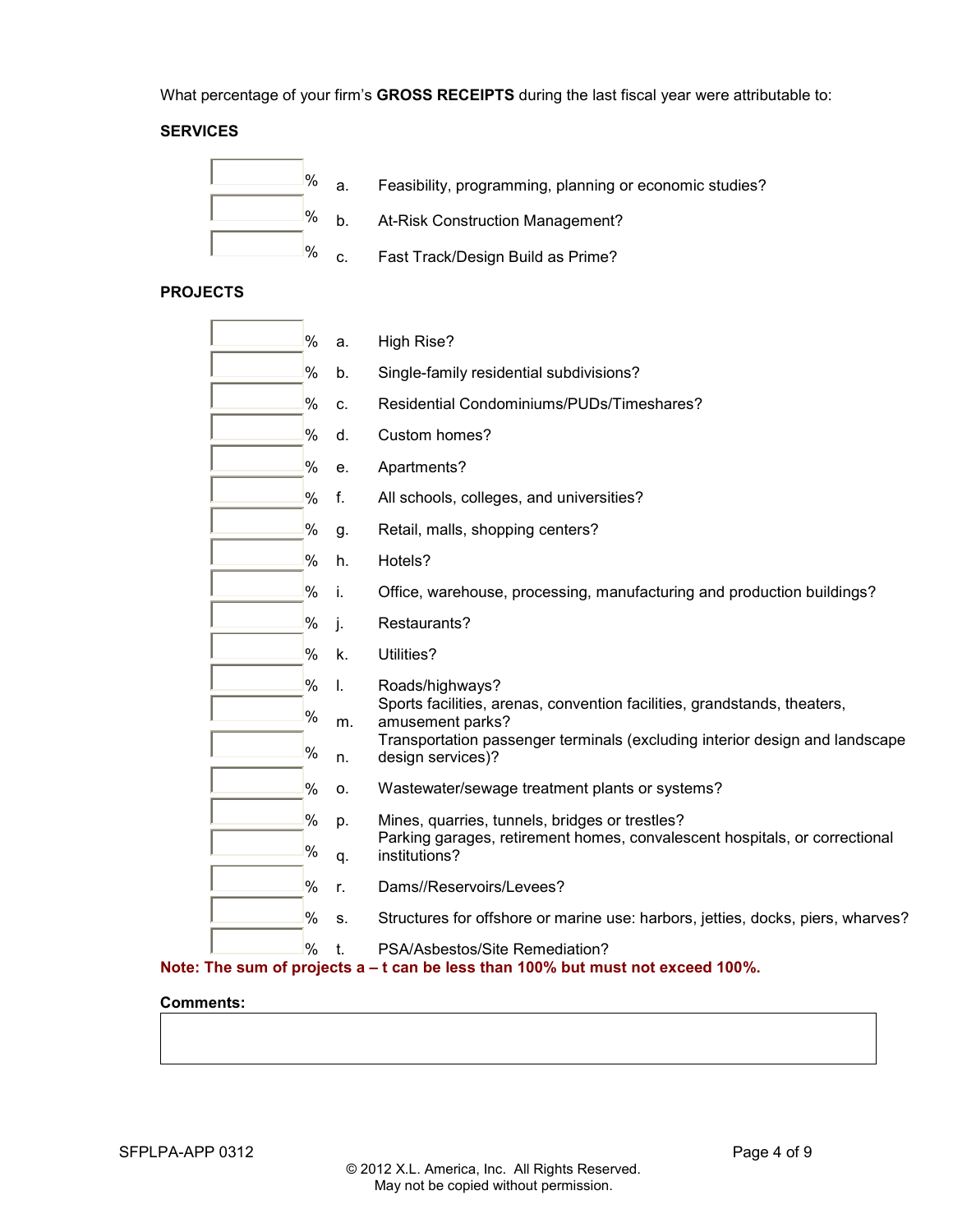What percentage of your firm's **GROSS RECEIPTS** during the last fiscal year were attributable to:

**SERVICES**

- ______% a. Feasibility, programming, planning or economic studies?
- ______% b. At-Risk Construction Management?
- ______% c. Fast Track/Design Build as Prime?

**PROJECTS**

- ______% a. High Rise?
- ______% b. Single-family residential subdivisions?
- ______% c. Residential Condominiums/PUDs/Timeshares?
- ______% d. Custom homes?
- ______% e. Apartments?
- ______% f. All schools, colleges, and universities?
- ______% g. Retail, malls, shopping centers?
- ______% h. Hotels?
- ______% i. Office, warehouse, processing, manufacturing and production buildings?
- ______% j. Restaurants?
- ______% k. Utilities?
- ______% l. Roads/highways?
- ______% m. Sports facilities, arenas, convention facilities, grandstands, theaters, amusement parks?
- ______% n. Transportation passenger terminals (excluding interior design and landscape design services)?
- ______% o. Wastewater/sewage treatment plants or systems?
- ______% p. Mines, quarries, tunnels, bridges or trestles?
- ______% q. Parking garages, retirement homes, convalescent hospitals, or correctional institutions?
- ______% r. Dams//Reservoirs/Levees?
- ______% s. Structures for offshore or marine use: harbors, jetties, docks, piers, wharves?
- ______% t. PSA/Asbestos/Site Remediation?

**Note: The sum of projects a – t can be less than 100% but must not exceed 100%.**

**Comments:**

______________________________________________________________________

SFPLPA-APP 0312

© 2012 X.L. America, Inc. All Rights Reserved.
May not be copied without permission.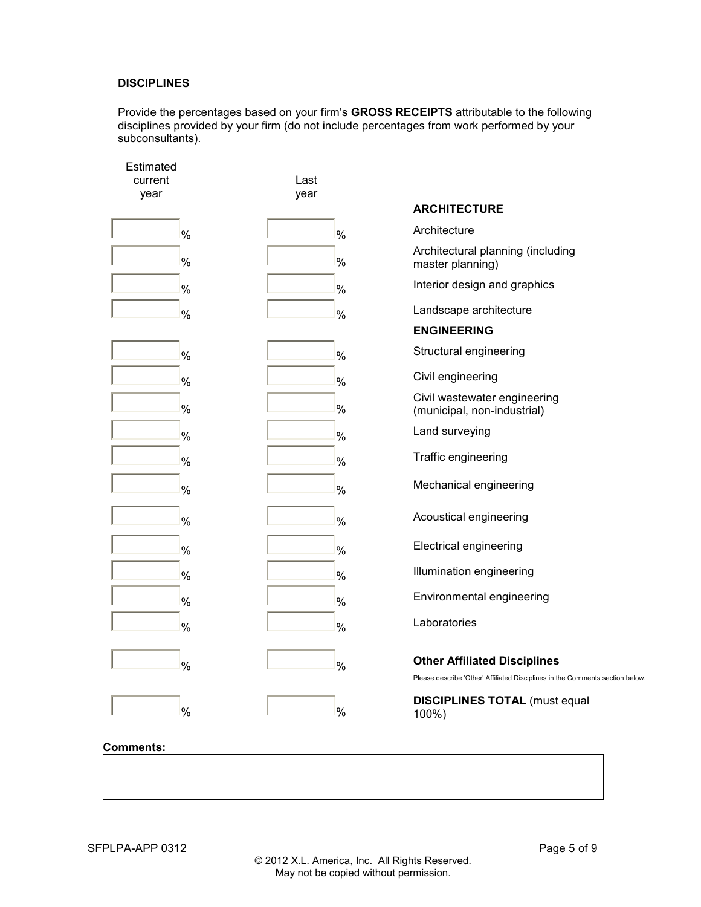## DISCIPLINES

Provide the percentages based on your firm's **GROSS RECEIPTS** attributable to the following disciplines provided by your firm (do not include percentages from work performed by your subconsultants).

| Estimated current year | Last year | |
|---|---|---|
| | | **ARCHITECTURE** |
| % | % | Architecture |
| % | % | Architectural planning (including master planning) |
| % | % | Interior design and graphics |
| % | % | Landscape architecture |
| | | **ENGINEERING** |
| % | % | Structural engineering |
| % | % | Civil engineering |
| % | % | Civil wastewater engineering (municipal, non-industrial) |
| % | % | Land surveying |
| % | % | Traffic engineering |
| % | % | Mechanical engineering |
| % | % | Acoustical engineering |
| % | % | Electrical engineering |
| % | % | Illumination engineering |
| % | % | Environmental engineering |
| % | % | Laboratories |
| % | % | **Other Affiliated Disciplines** Please describe 'Other' Affiliated Disciplines in the Comments section below. |
| % | % | **DISCIPLINES TOTAL** (must equal 100%) |

**Comments:**

SFPLPA-APP 0312

© 2012 X.L. America, Inc. All Rights Reserved.
May not be copied without permission.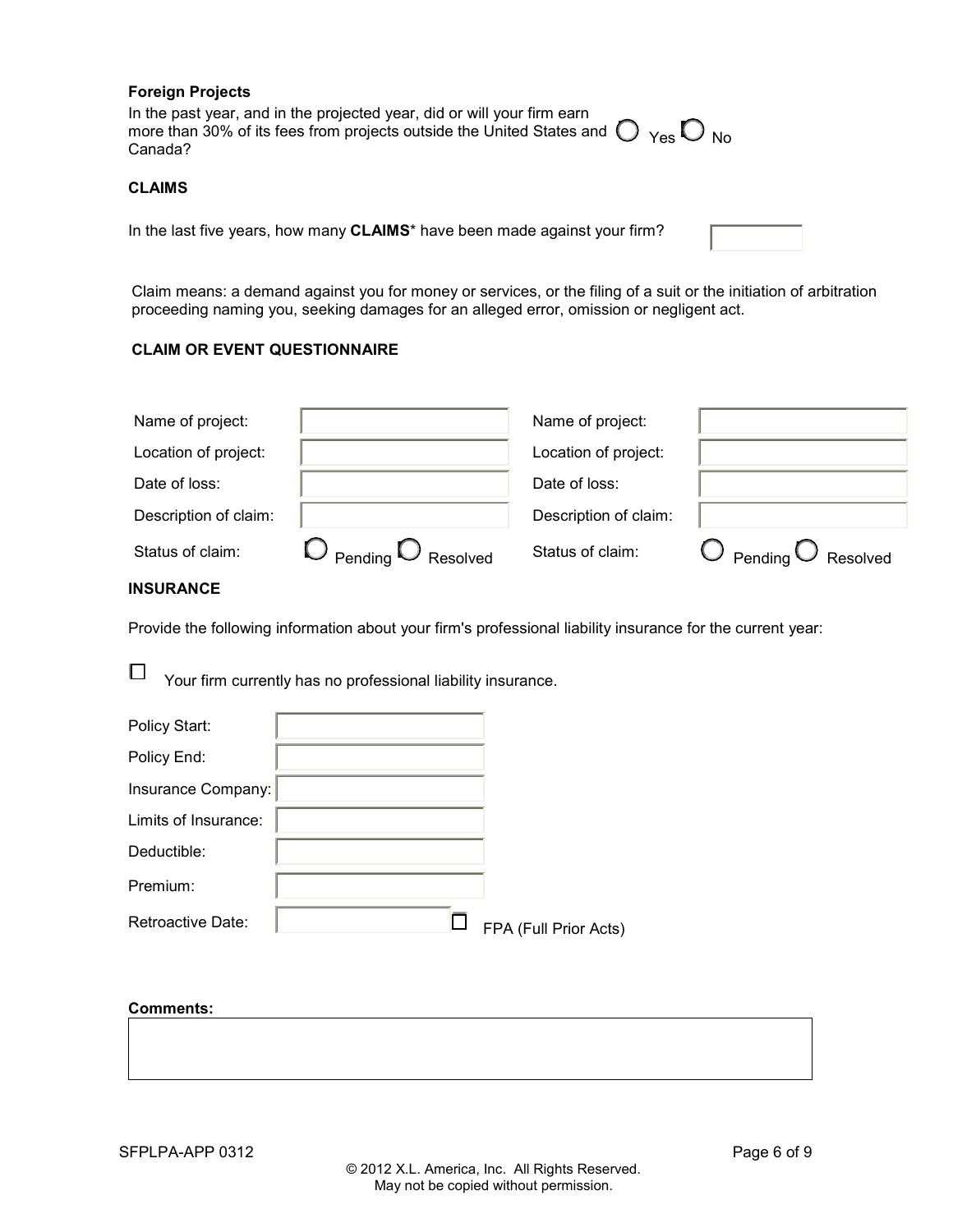**Foreign Projects**

In the past year, and in the projected year, did or will your firm earn more than 30% of its fees from projects outside the United States and Canada? ○ Yes ○ No

**CLAIMS**

In the last five years, how many **CLAIMS*** have been made against your firm? ______

Claim means: a demand against you for money or services, or the filing of a suit or the initiation of arbitration proceeding naming you, seeking damages for an alleged error, omission or negligent act.

**CLAIM OR EVENT QUESTIONNAIRE**

| | | | |
|---|---|---|---|
| Name of project: | | Name of project: | |
| Location of project: | | Location of project: | |
| Date of loss: | | Date of loss: | |
| Description of claim: | | Description of claim: | |
| Status of claim: | ○ Pending ○ Resolved | Status of claim: | ○ Pending ○ Resolved |

**INSURANCE**

Provide the following information about your firm's professional liability insurance for the current year:

☐ Your firm currently has no professional liability insurance.

| | |
|---|---|
| Policy Start: | |
| Policy End: | |
| Insurance Company: | |
| Limits of Insurance: | |
| Deductible: | |
| Premium: | |
| Retroactive Date: | ☐ FPA (Full Prior Acts) |

**Comments:**

SFPLPA-APP 0312

© 2012 X.L. America, Inc. All Rights Reserved.
May not be copied without permission.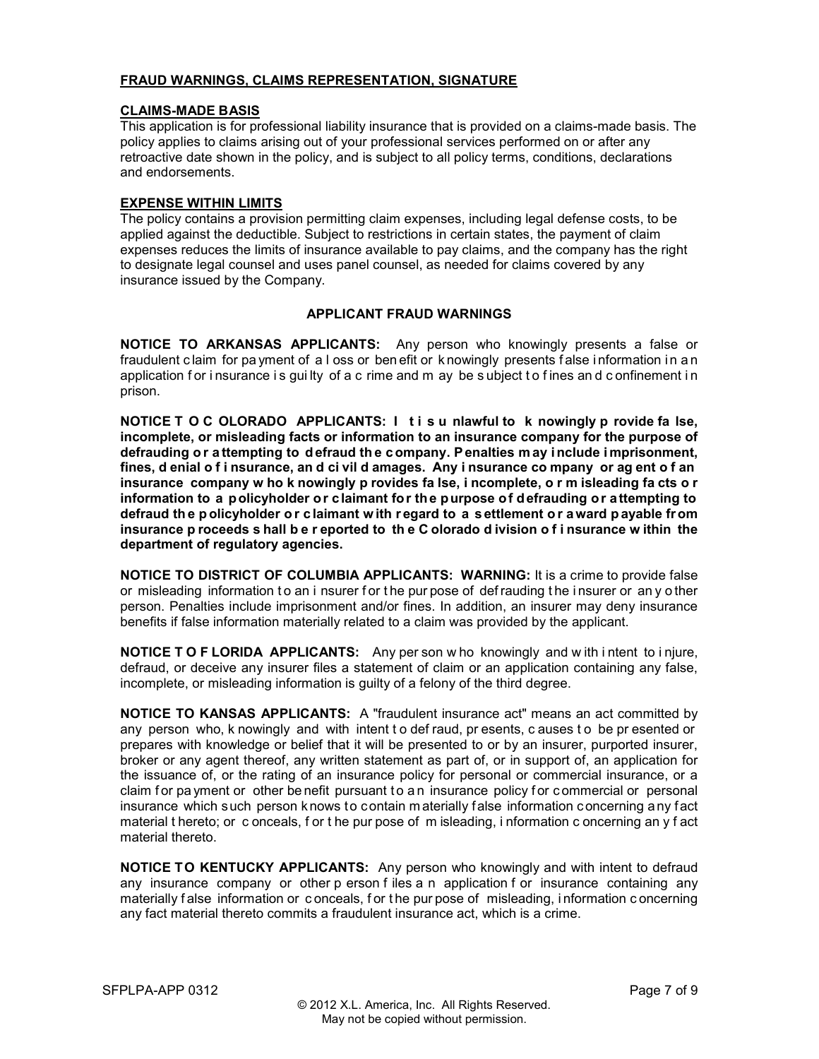## FRAUD WARNINGS, CLAIMS REPRESENTATION, SIGNATURE

### CLAIMS-MADE BASIS

This application is for professional liability insurance that is provided on a claims-made basis. The policy applies to claims arising out of your professional services performed on or after any retroactive date shown in the policy, and is subject to all policy terms, conditions, declarations and endorsements.

### EXPENSE WITHIN LIMITS

The policy contains a provision permitting claim expenses, including legal defense costs, to be applied against the deductible. Subject to restrictions in certain states, the payment of claim expenses reduces the limits of insurance available to pay claims, and the company has the right to designate legal counsel and uses panel counsel, as needed for claims covered by any insurance issued by the Company.

### APPLICANT FRAUD WARNINGS

**NOTICE TO ARKANSAS APPLICANTS:** Any person who knowingly presents a false or fraudulent claim for payment of a loss or benefit or knowingly presents false information in an application for insurance is guilty of a crime and may be subject to fines and confinement in prison.

**NOTICE TO COLORADO APPLICANTS: It is unlawful to knowingly provide false, incomplete, or misleading facts or information to an insurance company for the purpose of defrauding or attempting to defraud the company. Penalties may include imprisonment, fines, denial of insurance, and civil damages. Any insurance company or agent of an insurance company who knowingly provides false, incomplete, or misleading facts or information to a policyholder or claimant for the purpose of defrauding or attempting to defraud the policyholder or claimant with regard to a settlement or award payable from insurance proceeds shall be reported to the Colorado division of insurance within the department of regulatory agencies.**

**NOTICE TO DISTRICT OF COLUMBIA APPLICANTS: WARNING:** It is a crime to provide false or misleading information to an insurer for the purpose of defrauding the insurer or any other person. Penalties include imprisonment and/or fines. In addition, an insurer may deny insurance benefits if false information materially related to a claim was provided by the applicant.

**NOTICE TO FLORIDA APPLICANTS:** Any person who knowingly and with intent to injure, defraud, or deceive any insurer files a statement of claim or an application containing any false, incomplete, or misleading information is guilty of a felony of the third degree.

**NOTICE TO KANSAS APPLICANTS:** A "fraudulent insurance act" means an act committed by any person who, knowingly and with intent to defraud, presents, causes to be presented or prepares with knowledge or belief that it will be presented to or by an insurer, purported insurer, broker or any agent thereof, any written statement as part of, or in support of, an application for the issuance of, or the rating of an insurance policy for personal or commercial insurance, or a claim for payment or other benefit pursuant to an insurance policy for commercial or personal insurance which such person knows to contain materially false information concerning any fact material thereto; or conceals, for the purpose of misleading, information concerning any fact material thereto.

**NOTICE TO KENTUCKY APPLICANTS:** Any person who knowingly and with intent to defraud any insurance company or other person files an application for insurance containing any materially false information or conceals, for the purpose of misleading, information concerning any fact material thereto commits a fraudulent insurance act, which is a crime.

SFPLPA-APP 0312

© 2012 X.L. America, Inc. All Rights Reserved.
May not be copied without permission.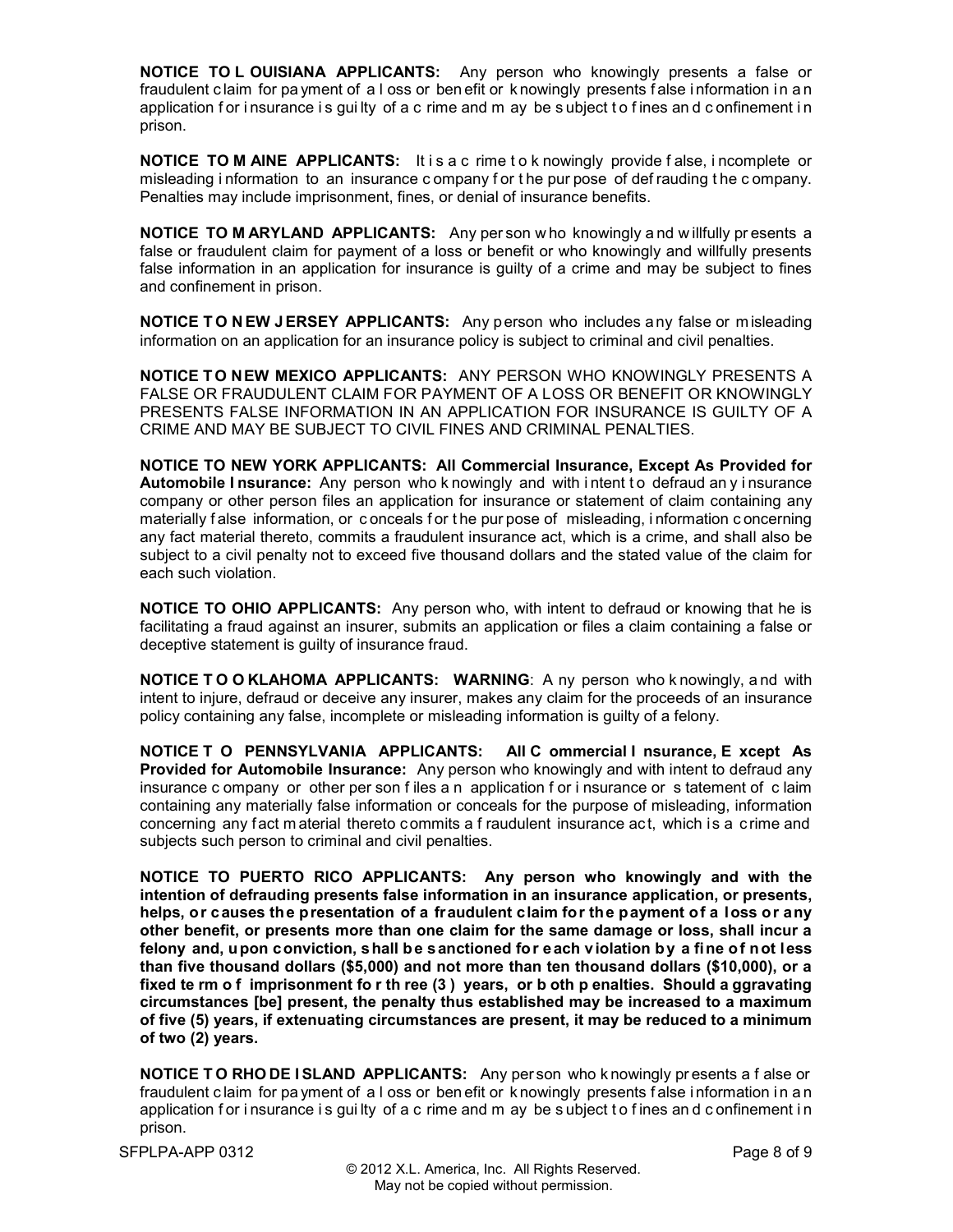**NOTICE TO LOUISIANA APPLICANTS:** Any person who knowingly presents a false or fraudulent claim for payment of a loss or benefit or knowingly presents false information in an application for insurance is guilty of a crime and may be subject to fines and confinement in prison.

**NOTICE TO MAINE APPLICANTS:** It is a crime to knowingly provide false, incomplete or misleading information to an insurance company for the purpose of defrauding the company. Penalties may include imprisonment, fines, or denial of insurance benefits.

**NOTICE TO MARYLAND APPLICANTS:** Any person who knowingly and willfully presents a false or fraudulent claim for payment of a loss or benefit or who knowingly and willfully presents false information in an application for insurance is guilty of a crime and may be subject to fines and confinement in prison.

**NOTICE TO NEW JERSEY APPLICANTS:** Any person who includes any false or misleading information on an application for an insurance policy is subject to criminal and civil penalties.

**NOTICE TO NEW MEXICO APPLICANTS:** ANY PERSON WHO KNOWINGLY PRESENTS A FALSE OR FRAUDULENT CLAIM FOR PAYMENT OF A LOSS OR BENEFIT OR KNOWINGLY PRESENTS FALSE INFORMATION IN AN APPLICATION FOR INSURANCE IS GUILTY OF A CRIME AND MAY BE SUBJECT TO CIVIL FINES AND CRIMINAL PENALTIES.

**NOTICE TO NEW YORK APPLICANTS: All Commercial Insurance, Except As Provided for Automobile Insurance:** Any person who knowingly and with intent to defraud any insurance company or other person files an application for insurance or statement of claim containing any materially false information, or conceals for the purpose of misleading, information concerning any fact material thereto, commits a fraudulent insurance act, which is a crime, and shall also be subject to a civil penalty not to exceed five thousand dollars and the stated value of the claim for each such violation.

**NOTICE TO OHIO APPLICANTS:** Any person who, with intent to defraud or knowing that he is facilitating a fraud against an insurer, submits an application or files a claim containing a false or deceptive statement is guilty of insurance fraud.

**NOTICE TO OKLAHOMA APPLICANTS: WARNING**: Any person who knowingly, and with intent to injure, defraud or deceive any insurer, makes any claim for the proceeds of an insurance policy containing any false, incomplete or misleading information is guilty of a felony.

**NOTICE TO PENNSYLVANIA APPLICANTS: All Commercial Insurance, Except As Provided for Automobile Insurance:** Any person who knowingly and with intent to defraud any insurance company or other person files an application for insurance or statement of claim containing any materially false information or conceals for the purpose of misleading, information concerning any fact material thereto commits a fraudulent insurance act, which is a crime and subjects such person to criminal and civil penalties.

**NOTICE TO PUERTO RICO APPLICANTS: Any person who knowingly and with the intention of defrauding presents false information in an insurance application, or presents, helps, or causes the presentation of a fraudulent claim for the payment of a loss or any other benefit, or presents more than one claim for the same damage or loss, shall incur a felony and, upon conviction, shall be sanctioned for each violation by a fine of not less than five thousand dollars ($5,000) and not more than ten thousand dollars ($10,000), or a fixed term of imprisonment for three (3) years, or both penalties. Should aggravating circumstances [be] present, the penalty thus established may be increased to a maximum of five (5) years, if extenuating circumstances are present, it may be reduced to a minimum of two (2) years.**

**NOTICE TO RHODE ISLAND APPLICANTS:** Any person who knowingly presents a false or fraudulent claim for payment of a loss or benefit or knowingly presents false information in an application for insurance is guilty of a crime and may be subject to fines and confinement in prison.

SFPLPA-APP 0312

© 2012 X.L. America, Inc. All Rights Reserved.
May not be copied without permission.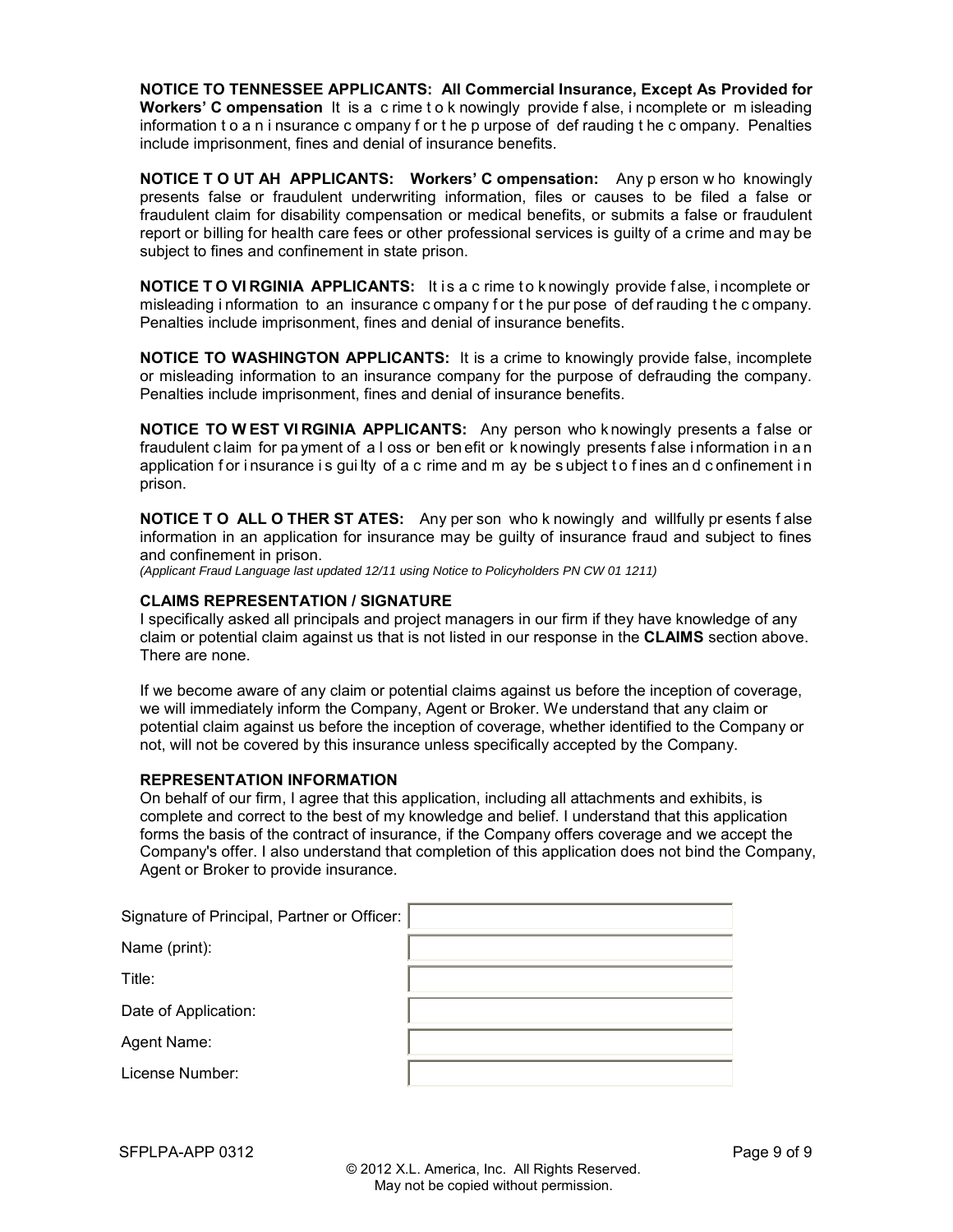**NOTICE TO TENNESSEE APPLICANTS: All Commercial Insurance, Except As Provided for Workers' Compensation** It is a crime to knowingly provide false, incomplete or misleading information to an insurance company for the purpose of defrauding the company. Penalties include imprisonment, fines and denial of insurance benefits.

**NOTICE TO UTAH APPLICANTS: Workers' Compensation:** Any person who knowingly presents false or fraudulent underwriting information, files or causes to be filed a false or fraudulent claim for disability compensation or medical benefits, or submits a false or fraudulent report or billing for health care fees or other professional services is guilty of a crime and may be subject to fines and confinement in state prison.

**NOTICE TO VIRGINIA APPLICANTS:** It is a crime to knowingly provide false, incomplete or misleading information to an insurance company for the purpose of defrauding the company. Penalties include imprisonment, fines and denial of insurance benefits.

**NOTICE TO WASHINGTON APPLICANTS:** It is a crime to knowingly provide false, incomplete or misleading information to an insurance company for the purpose of defrauding the company. Penalties include imprisonment, fines and denial of insurance benefits.

**NOTICE TO WEST VIRGINIA APPLICANTS:** Any person who knowingly presents a false or fraudulent claim for payment of a loss or benefit or knowingly presents false information in an application for insurance is guilty of a crime and may be subject to fines and confinement in prison.

**NOTICE TO ALL OTHER STATES:** Any person who knowingly and willfully presents false information in an application for insurance may be guilty of insurance fraud and subject to fines and confinement in prison.

*(Applicant Fraud Language last updated 12/11 using Notice to Policyholders PN CW 01 1211)*

**CLAIMS REPRESENTATION / SIGNATURE**

I specifically asked all principals and project managers in our firm if they have knowledge of any claim or potential claim against us that is not listed in our response in the **CLAIMS** section above. There are none.

If we become aware of any claim or potential claims against us before the inception of coverage, we will immediately inform the Company, Agent or Broker. We understand that any claim or potential claim against us before the inception of coverage, whether identified to the Company or not, will not be covered by this insurance unless specifically accepted by the Company.

**REPRESENTATION INFORMATION**

On behalf of our firm, I agree that this application, including all attachments and exhibits, is complete and correct to the best of my knowledge and belief. I understand that this application forms the basis of the contract of insurance, if the Company offers coverage and we accept the Company's offer. I also understand that completion of this application does not bind the Company, Agent or Broker to provide insurance.

| | |
|---|---|
| Signature of Principal, Partner or Officer: | |
| Name (print): | |
| Title: | |
| Date of Application: | |
| Agent Name: | |
| License Number: | |

SFPLPA-APP 0312

© 2012 X.L. America, Inc. All Rights Reserved.
May not be copied without permission.